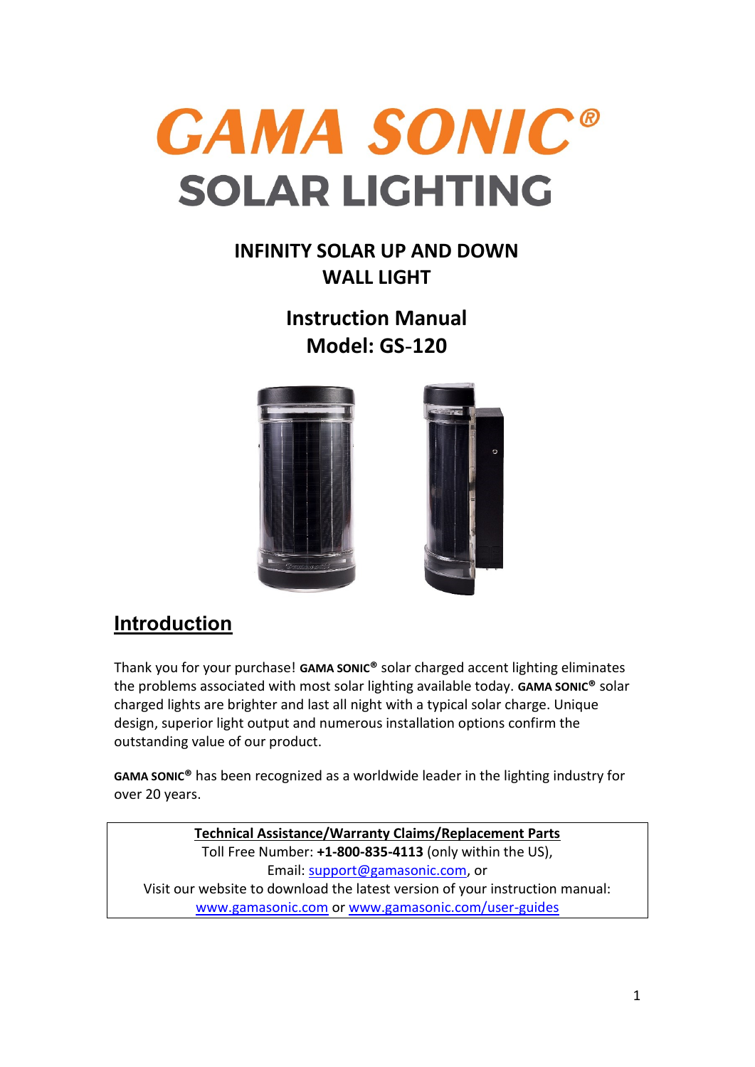# GAMA SONIC®

# SOLAR LIGHTING

## INFINITY SOLAR UP AND DOWN WALL LIGHT

## Instruction Manual
## Model: GS-120

## Introduction

Thank you for your purchase! **GAMA SONIC®** solar charged accent lighting eliminates the problems associated with most solar lighting available today. **GAMA SONIC®** solar charged lights are brighter and last all night with a typical solar charge. Unique design, superior light output and numerous installation options confirm the outstanding value of our product.

**GAMA SONIC®** has been recognized as a worldwide leader in the lighting industry for over 20 years.

**Technical Assistance/Warranty Claims/Replacement Parts**
Toll Free Number: **+1-800-835-4113** (only within the US),
Email: support@gamasonic.com, or
Visit our website to download the latest version of your instruction manual:
www.gamasonic.com or www.gamasonic.com/user-guides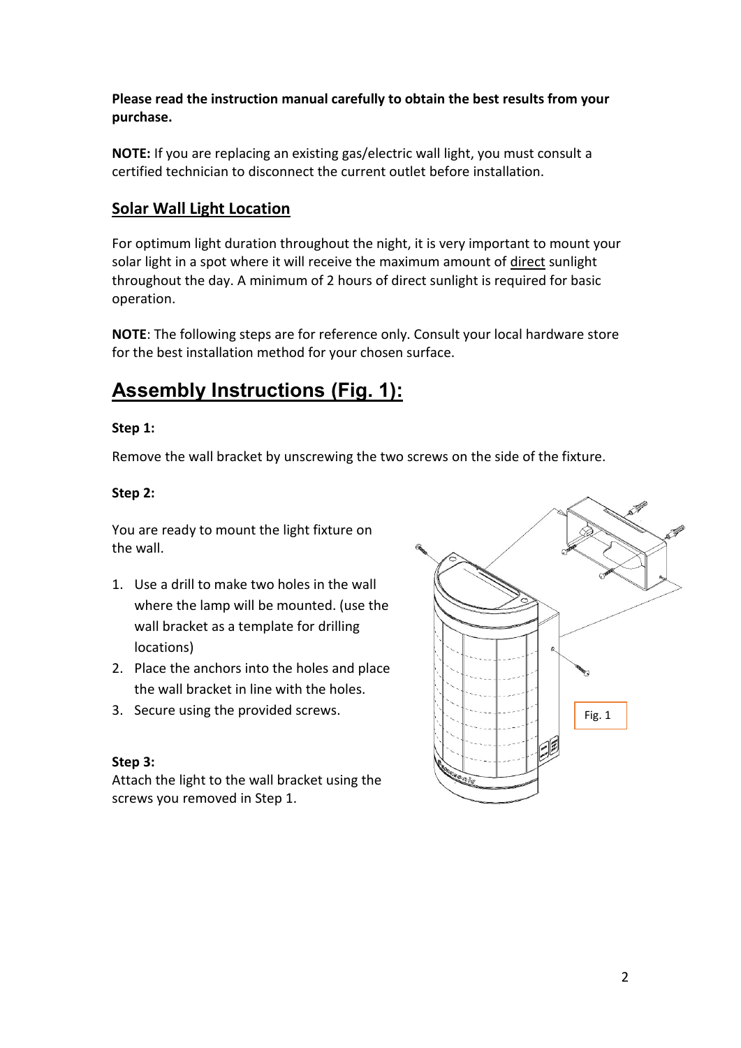**Please read the instruction manual carefully to obtain the best results from your purchase.**

**NOTE:** If you are replacing an existing gas/electric wall light, you must consult a certified technician to disconnect the current outlet before installation.

## Solar Wall Light Location

For optimum light duration throughout the night, it is very important to mount your solar light in a spot where it will receive the maximum amount of direct sunlight throughout the day. A minimum of 2 hours of direct sunlight is required for basic operation.

**NOTE**: The following steps are for reference only. Consult your local hardware store for the best installation method for your chosen surface.

# Assembly Instructions (Fig. 1):

**Step 1:**

Remove the wall bracket by unscrewing the two screws on the side of the fixture.

**Step 2:**

You are ready to mount the light fixture on the wall.

1. Use a drill to make two holes in the wall where the lamp will be mounted. (use the wall bracket as a template for drilling locations)
2. Place the anchors into the holes and place the wall bracket in line with the holes.
3. Secure using the provided screws.

**Step 3:**
Attach the light to the wall bracket using the screws you removed in Step 1.

Fig. 1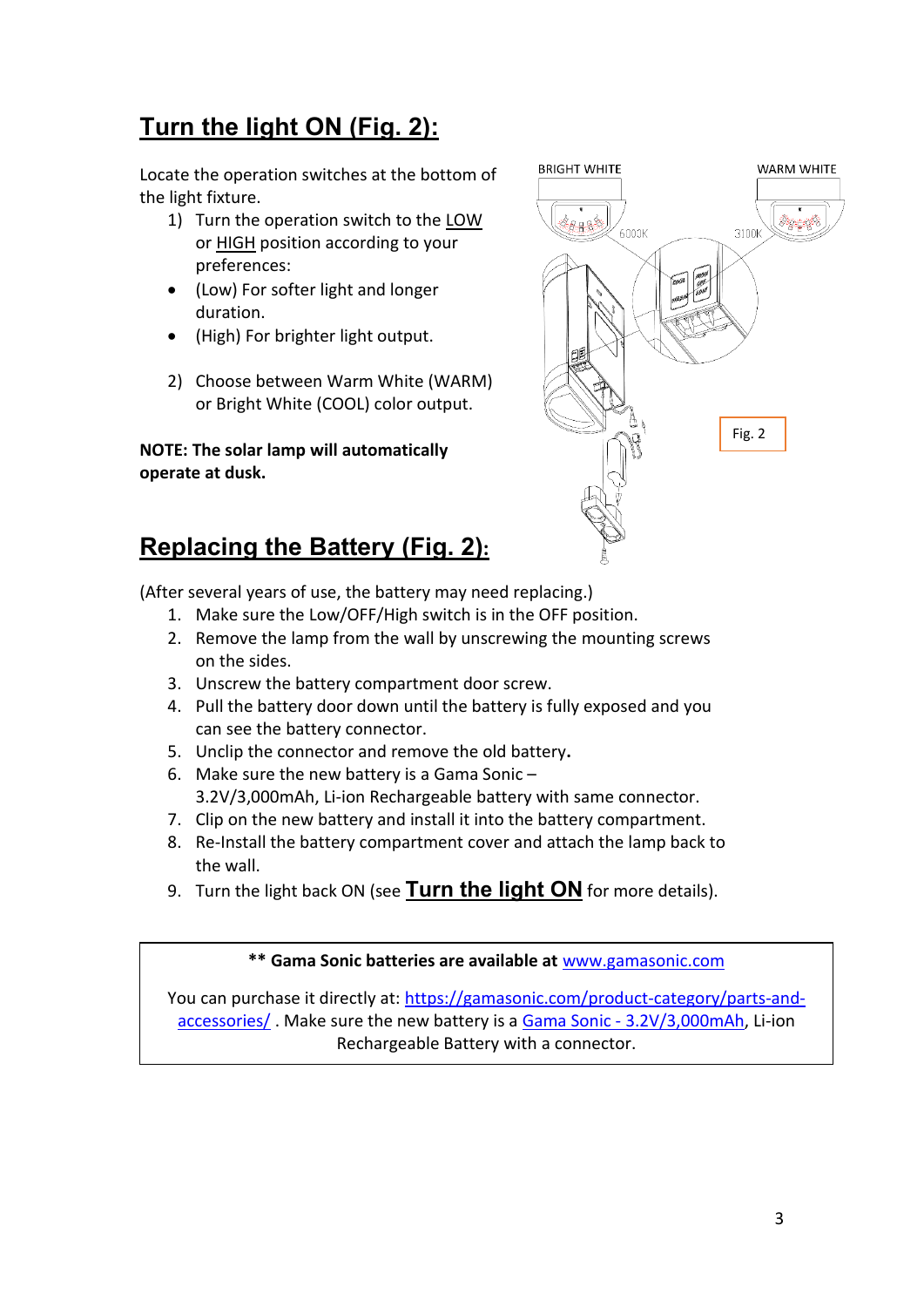## Turn the light ON (Fig. 2):

Locate the operation switches at the bottom of the light fixture.

1) Turn the operation switch to the LOW or HIGH position according to your preferences:
   - (Low) For softer light and longer duration.
   - (High) For brighter light output.
2) Choose between Warm White (WARM) or Bright White (COOL) color output.

**NOTE: The solar lamp will automatically operate at dusk.**

Fig. 2

## Replacing the Battery (Fig. 2):

(After several years of use, the battery may need replacing.)

1. Make sure the Low/OFF/High switch is in the OFF position.
2. Remove the lamp from the wall by unscrewing the mounting screws on the sides.
3. Unscrew the battery compartment door screw.
4. Pull the battery door down until the battery is fully exposed and you can see the battery connector.
5. Unclip the connector and remove the old battery.
6. Make sure the new battery is a Gama Sonic – 3.2V/3,000mAh, Li-ion Rechargeable battery with same connector.
7. Clip on the new battery and install it into the battery compartment.
8. Re-Install the battery compartment cover and attach the lamp back to the wall.
9. Turn the light back ON (see **Turn the light ON** for more details).

**** Gama Sonic batteries are available at** www.gamasonic.com

You can purchase it directly at: https://gamasonic.com/product-category/parts-and-accessories/ . Make sure the new battery is a Gama Sonic - 3.2V/3,000mAh, Li-ion Rechargeable Battery with a connector.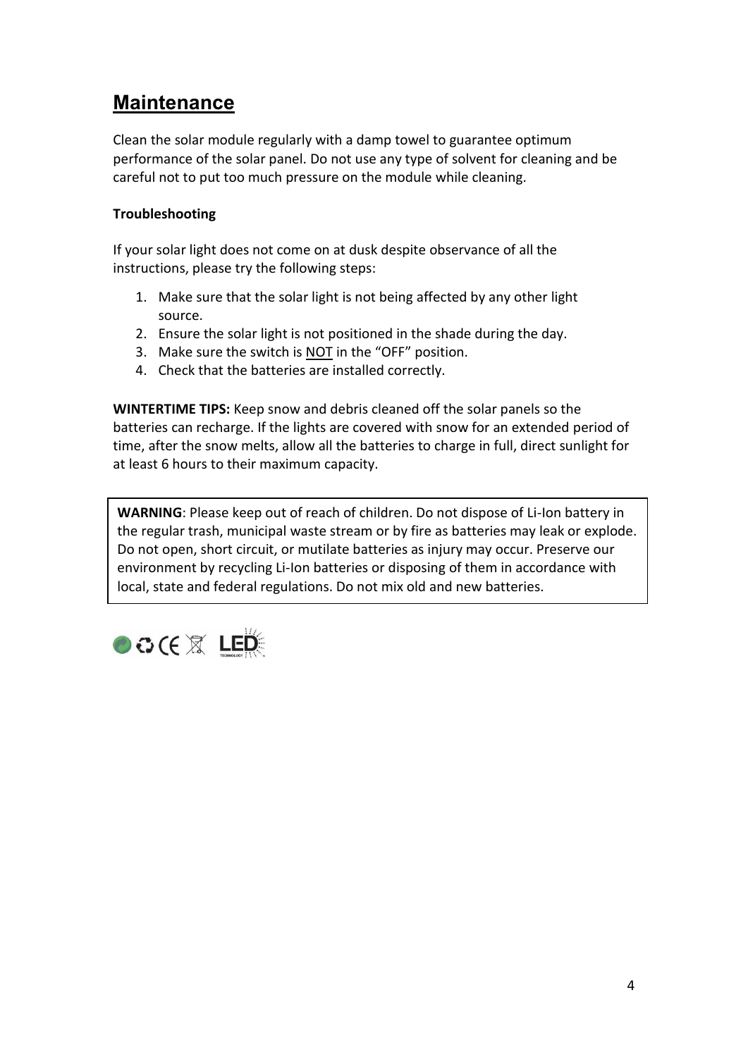## Maintenance

Clean the solar module regularly with a damp towel to guarantee optimum performance of the solar panel. Do not use any type of solvent for cleaning and be careful not to put too much pressure on the module while cleaning.

**Troubleshooting**

If your solar light does not come on at dusk despite observance of all the instructions, please try the following steps:

1. Make sure that the solar light is not being affected by any other light source.
2. Ensure the solar light is not positioned in the shade during the day.
3. Make sure the switch is NOT in the "OFF" position.
4. Check that the batteries are installed correctly.

**WINTERTIME TIPS:** Keep snow and debris cleaned off the solar panels so the batteries can recharge. If the lights are covered with snow for an extended period of time, after the snow melts, allow all the batteries to charge in full, direct sunlight for at least 6 hours to their maximum capacity.

**WARNING**: Please keep out of reach of children. Do not dispose of Li-Ion battery in the regular trash, municipal waste stream or by fire as batteries may leak or explode. Do not open, short circuit, or mutilate batteries as injury may occur. Preserve our environment by recycling Li-Ion batteries or disposing of them in accordance with local, state and federal regulations. Do not mix old and new batteries.